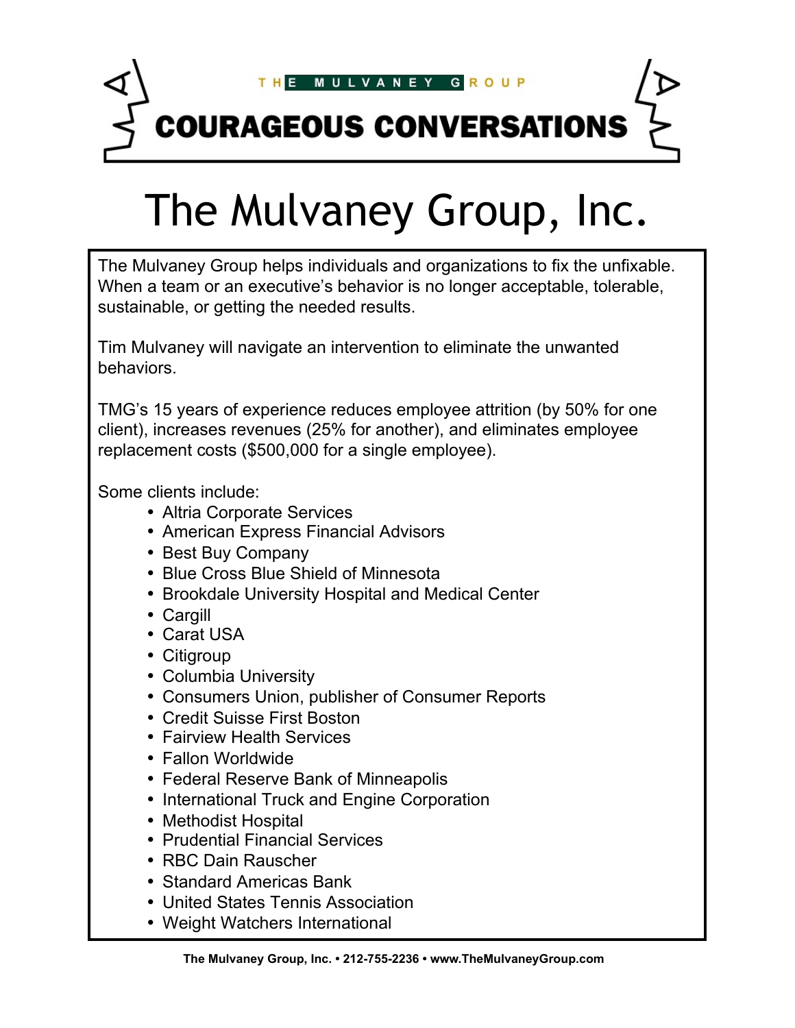THE MULVANEY GROUP

# COURAGEOUS CONVERSATIONS

# The Mulvaney Group, Inc.

The Mulvaney Group helps individuals and organizations to fix the unfixable. When a team or an executive's behavior is no longer acceptable, tolerable, sustainable, or getting the needed results.

Tim Mulvaney will navigate an intervention to eliminate the unwanted behaviors.

TMG's 15 years of experience reduces employee attrition (by 50% for one client), increases revenues (25% for another), and eliminates employee replacement costs ($500,000 for a single employee).

Some clients include:

- Altria Corporate Services
- American Express Financial Advisors
- Best Buy Company
- Blue Cross Blue Shield of Minnesota
- Brookdale University Hospital and Medical Center
- Cargill
- Carat USA
- Citigroup
- Columbia University
- Consumers Union, publisher of Consumer Reports
- Credit Suisse First Boston
- Fairview Health Services
- Fallon Worldwide
- Federal Reserve Bank of Minneapolis
- International Truck and Engine Corporation
- Methodist Hospital
- Prudential Financial Services
- RBC Dain Rauscher
- Standard Americas Bank
- United States Tennis Association
- Weight Watchers International

**The Mulvaney Group, Inc. • 212-755-2236 • www.TheMulvaneyGroup.com**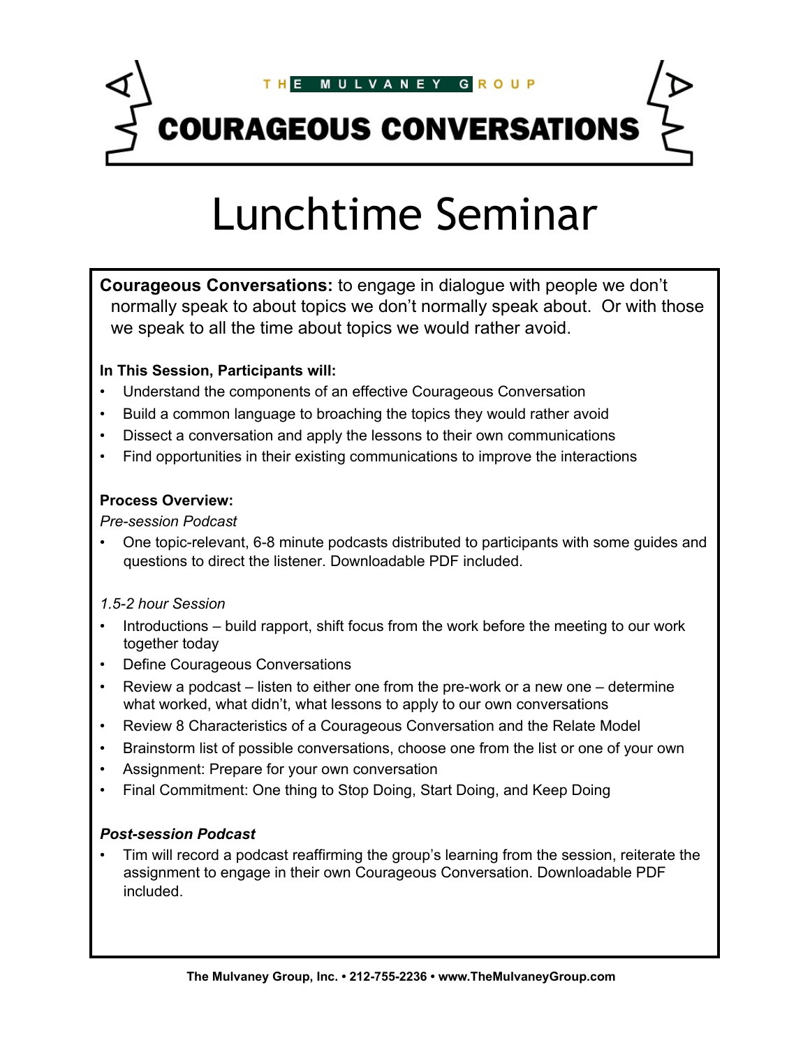THE MULVANEY GROUP

# COURAGEOUS CONVERSATIONS

# Lunchtime Seminar

**Courageous Conversations:** to engage in dialogue with people we don't normally speak to about topics we don't normally speak about. Or with those we speak to all the time about topics we would rather avoid.

**In This Session, Participants will:**

- Understand the components of an effective Courageous Conversation
- Build a common language to broaching the topics they would rather avoid
- Dissect a conversation and apply the lessons to their own communications
- Find opportunities in their existing communications to improve the interactions

**Process Overview:**

*Pre-session Podcast*

- One topic-relevant, 6-8 minute podcasts distributed to participants with some guides and questions to direct the listener. Downloadable PDF included.

*1.5-2 hour Session*

- Introductions – build rapport, shift focus from the work before the meeting to our work together today
- Define Courageous Conversations
- Review a podcast – listen to either one from the pre-work or a new one – determine what worked, what didn't, what lessons to apply to our own conversations
- Review 8 Characteristics of a Courageous Conversation and the Relate Model
- Brainstorm list of possible conversations, choose one from the list or one of your own
- Assignment: Prepare for your own conversation
- Final Commitment: One thing to Stop Doing, Start Doing, and Keep Doing

***Post-session Podcast***

- Tim will record a podcast reaffirming the group's learning from the session, reiterate the assignment to engage in their own Courageous Conversation. Downloadable PDF included.

**The Mulvaney Group, Inc. • 212-755-2236 • www.TheMulvaneyGroup.com**